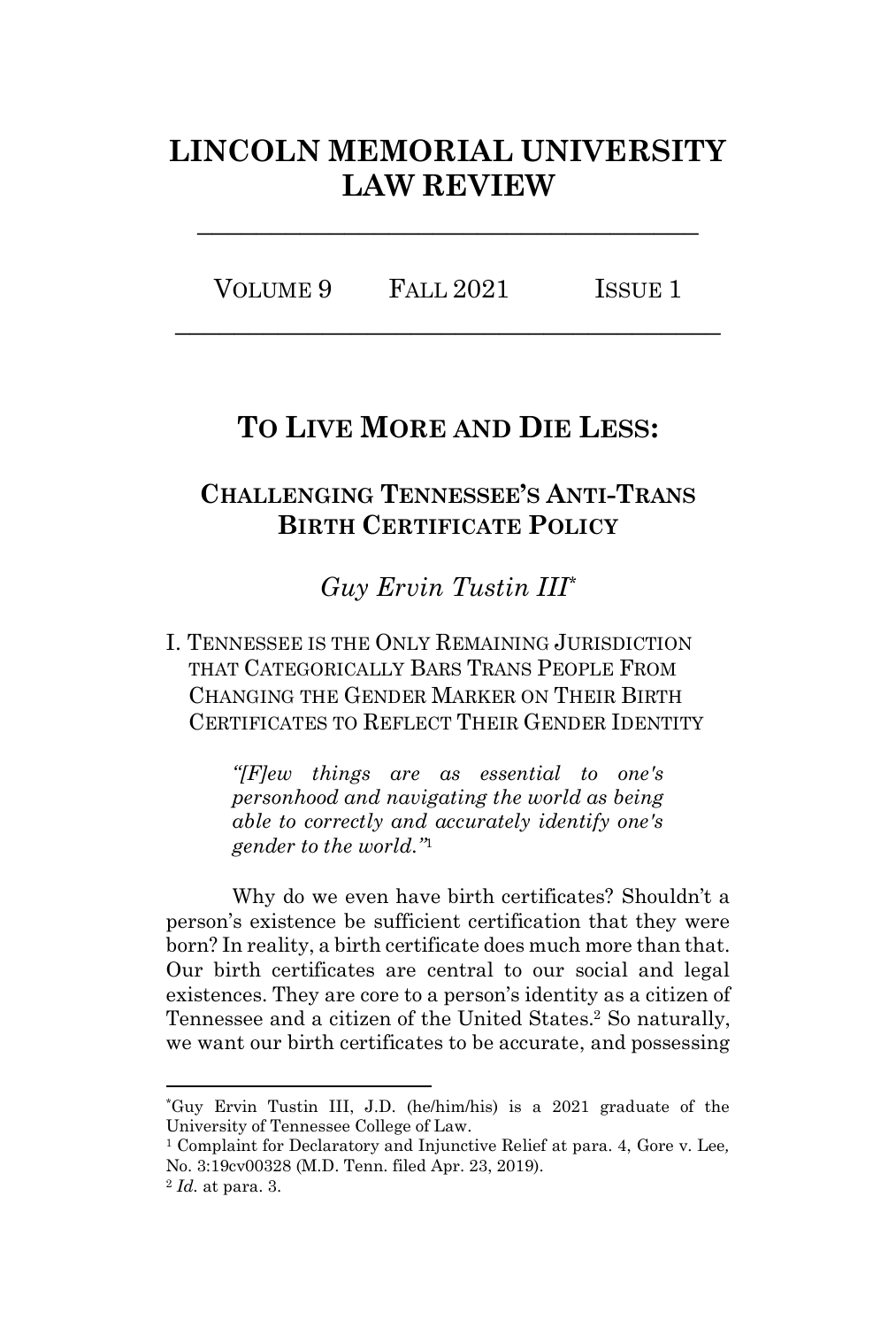# LINCOLN MEMORIAL UNIVERSITY LAW REVIEW

VOLUME 9 FALL 2021 ISSUE 1

## TO LIVE MORE AND DIE LESS:

### CHALLENGING TENNESSEE'S ANTI-TRANS BIRTH CERTIFICATE POLICY

*Guy Ervin Tustin III*[*]

### I. TENNESSEE IS THE ONLY REMAINING JURISDICTION THAT CATEGORICALLY BARS TRANS PEOPLE FROM CHANGING THE GENDER MARKER ON THEIR BIRTH CERTIFICATES TO REFLECT THEIR GENDER IDENTITY

> *"[F]ew things are as essential to one's personhood and navigating the world as being able to correctly and accurately identify one's gender to the world."*[1]

Why do we even have birth certificates? Shouldn't a person's existence be sufficient certification that they were born? In reality, a birth certificate does much more than that. Our birth certificates are central to our social and legal existences. They are core to a person's identity as a citizen of Tennessee and a citizen of the United States.[2] So naturally, we want our birth certificates to be accurate, and possessing

---

[*] Guy Ervin Tustin III, J.D. (he/him/his) is a 2021 graduate of the University of Tennessee College of Law.

[1] Complaint for Declaratory and Injunctive Relief at para. 4, Gore v. Lee*,* No. 3:19cv00328 (M.D. Tenn. filed Apr. 23, 2019).

[2] *Id.* at para. 3.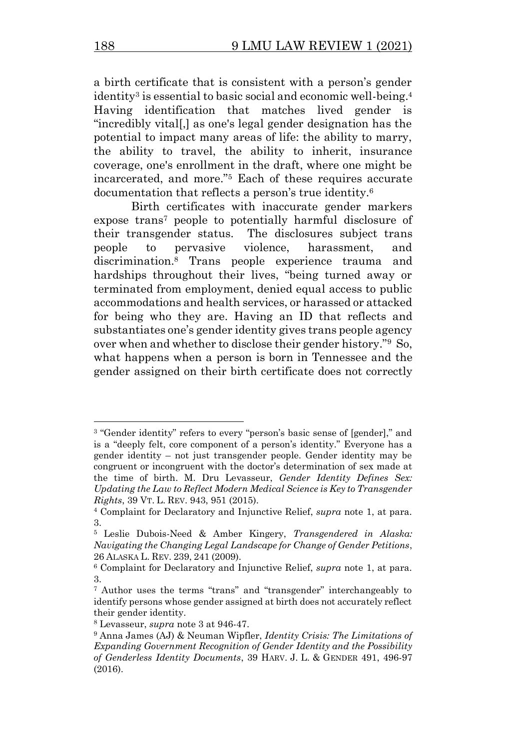a birth certificate that is consistent with a person's gender identity[3] is essential to basic social and economic well-being.[4] Having identification that matches lived gender is "incredibly vital[,] as one's legal gender designation has the potential to impact many areas of life: the ability to marry, the ability to travel, the ability to inherit, insurance coverage, one's enrollment in the draft, where one might be incarcerated, and more."[5] Each of these requires accurate documentation that reflects a person's true identity.[6]

Birth certificates with inaccurate gender markers expose trans[7] people to potentially harmful disclosure of their transgender status. The disclosures subject trans people to pervasive violence, harassment, and discrimination.[8] Trans people experience trauma and hardships throughout their lives, "being turned away or terminated from employment, denied equal access to public accommodations and health services, or harassed or attacked for being who they are. Having an ID that reflects and substantiates one's gender identity gives trans people agency over when and whether to disclose their gender history."[9] So, what happens when a person is born in Tennessee and the gender assigned on their birth certificate does not correctly

---

[3] "Gender identity" refers to every "person's basic sense of [gender]," and is a "deeply felt, core component of a person's identity." Everyone has a gender identity – not just transgender people. Gender identity may be congruent or incongruent with the doctor's determination of sex made at the time of birth. M. Dru Levasseur, *Gender Identity Defines Sex: Updating the Law to Reflect Modern Medical Science is Key to Transgender Rights*, 39 VT. L. REV. 943, 951 (2015).

[4] Complaint for Declaratory and Injunctive Relief, *supra* note 1, at para. 3.

[5] Leslie Dubois-Need & Amber Kingery, *Transgendered in Alaska: Navigating the Changing Legal Landscape for Change of Gender Petitions*, 26 ALASKA L. REV. 239, 241 (2009).

[6] Complaint for Declaratory and Injunctive Relief, *supra* note 1, at para. 3.

[7] Author uses the terms "trans" and "transgender" interchangeably to identify persons whose gender assigned at birth does not accurately reflect their gender identity.

[8] Levasseur, *supra* note 3 at 946-47.

[9] Anna James (AJ) & Neuman Wipfler, *Identity Crisis: The Limitations of Expanding Government Recognition of Gender Identity and the Possibility of Genderless Identity Documents*, 39 HARV. J. L. & GENDER 491, 496-97 (2016).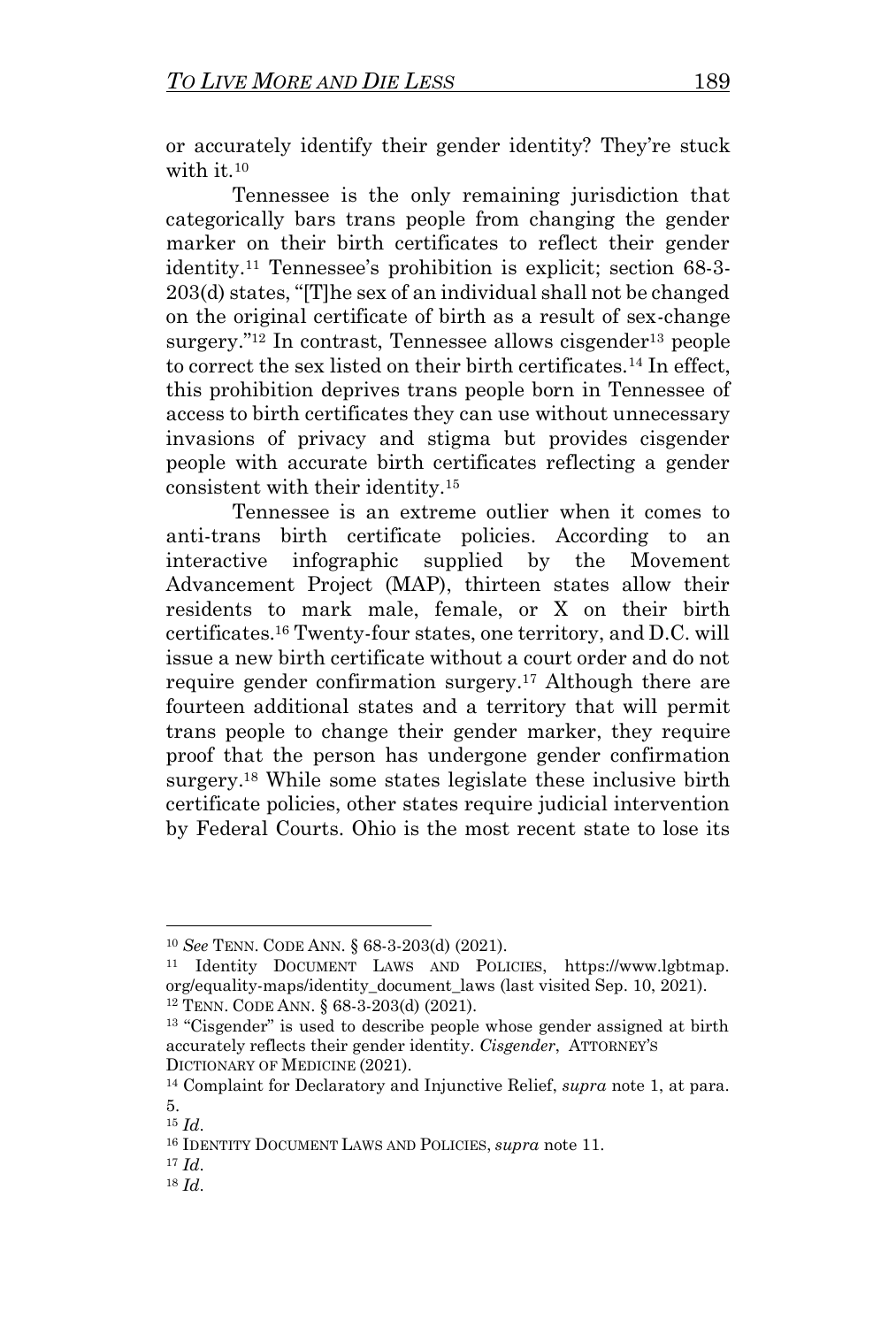or accurately identify their gender identity? They're stuck with it.[10]

Tennessee is the only remaining jurisdiction that categorically bars trans people from changing the gender marker on their birth certificates to reflect their gender identity.[11] Tennessee's prohibition is explicit; section 68-3-203(d) states, "[T]he sex of an individual shall not be changed on the original certificate of birth as a result of sex-change surgery."[12] In contrast, Tennessee allows cisgender[13] people to correct the sex listed on their birth certificates.[14] In effect, this prohibition deprives trans people born in Tennessee of access to birth certificates they can use without unnecessary invasions of privacy and stigma but provides cisgender people with accurate birth certificates reflecting a gender consistent with their identity.[15]

Tennessee is an extreme outlier when it comes to anti-trans birth certificate policies. According to an interactive infographic supplied by the Movement Advancement Project (MAP), thirteen states allow their residents to mark male, female, or X on their birth certificates.[16] Twenty-four states, one territory, and D.C. will issue a new birth certificate without a court order and do not require gender confirmation surgery.[17] Although there are fourteen additional states and a territory that will permit trans people to change their gender marker, they require proof that the person has undergone gender confirmation surgery.[18] While some states legislate these inclusive birth certificate policies, other states require judicial intervention by Federal Courts. Ohio is the most recent state to lose its

---

[10] *See* TENN. CODE ANN. § 68-3-203(d) (2021).

[11] Identity DOCUMENT LAWS AND POLICIES, https://www.lgbtmap.org/equality-maps/identity_document_laws (last visited Sep. 10, 2021).

[12] TENN. CODE ANN. § 68-3-203(d) (2021).

[13] "Cisgender" is used to describe people whose gender assigned at birth accurately reflects their gender identity. *Cisgender*, ATTORNEY'S DICTIONARY OF MEDICINE (2021).

[14] Complaint for Declaratory and Injunctive Relief, *supra* note 1, at para. 5.

[15] *Id*.

[16] IDENTITY DOCUMENT LAWS AND POLICIES, *supra* note 11.

[17] *Id*.

[18] *Id*.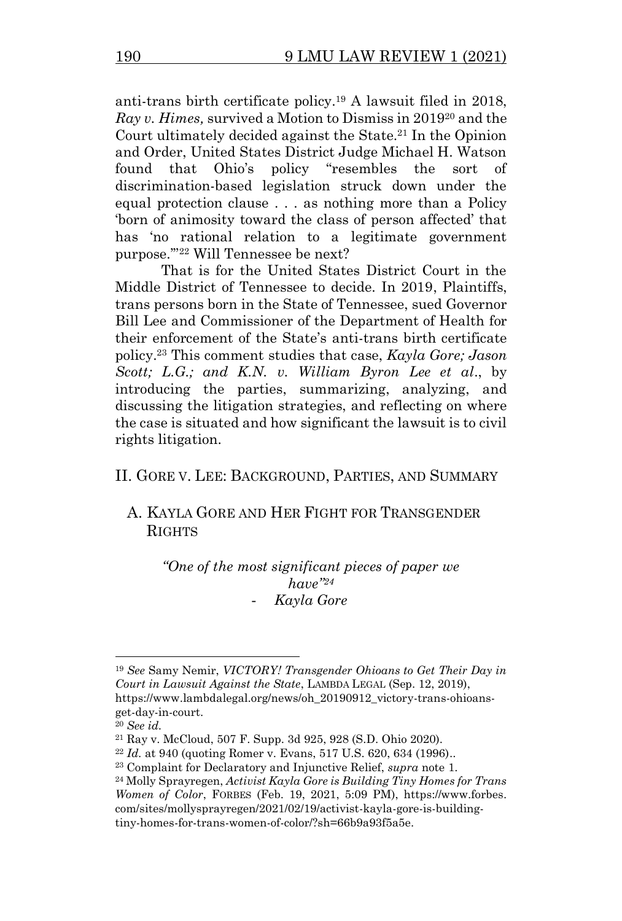anti-trans birth certificate policy.[19] A lawsuit filed in 2018, *Ray v. Himes,* survived a Motion to Dismiss in 2019[20] and the Court ultimately decided against the State.[21] In the Opinion and Order, United States District Judge Michael H. Watson found that Ohio's policy "resembles the sort of discrimination-based legislation struck down under the equal protection clause . . . as nothing more than a Policy 'born of animosity toward the class of person affected' that has 'no rational relation to a legitimate government purpose.'"[22] Will Tennessee be next?

That is for the United States District Court in the Middle District of Tennessee to decide. In 2019, Plaintiffs, trans persons born in the State of Tennessee, sued Governor Bill Lee and Commissioner of the Department of Health for their enforcement of the State's anti-trans birth certificate policy.[23] This comment studies that case, *Kayla Gore; Jason Scott; L.G.; and K.N. v. William Byron Lee et al*., by introducing the parties, summarizing, analyzing, and discussing the litigation strategies, and reflecting on where the case is situated and how significant the lawsuit is to civil rights litigation.

## II. GORE V. LEE: BACKGROUND, PARTIES, AND SUMMARY

### A. KAYLA GORE AND HER FIGHT FOR TRANSGENDER RIGHTS

*"One of the most significant pieces of paper we have"[24]*
- *Kayla Gore*

---

[19] *See* Samy Nemir, *VICTORY! Transgender Ohioans to Get Their Day in Court in Lawsuit Against the State*, LAMBDA LEGAL (Sep. 12, 2019), https://www.lambdalegal.org/news/oh_20190912_victory-trans-ohioans-get-day-in-court.

[20] *See id.*

[21] Ray v. McCloud, 507 F. Supp. 3d 925, 928 (S.D. Ohio 2020).

[22] *Id.* at 940 (quoting Romer v. Evans, 517 U.S. 620, 634 (1996)..

[23] Complaint for Declaratory and Injunctive Relief, *supra* note 1.

[24] Molly Sprayregen, *Activist Kayla Gore is Building Tiny Homes for Trans Women of Color*, FORBES (Feb. 19, 2021, 5:09 PM), https://www.forbes.com/sites/mollysprayregen/2021/02/19/activist-kayla-gore-is-building-tiny-homes-for-trans-women-of-color/?sh=66b9a93f5a5e.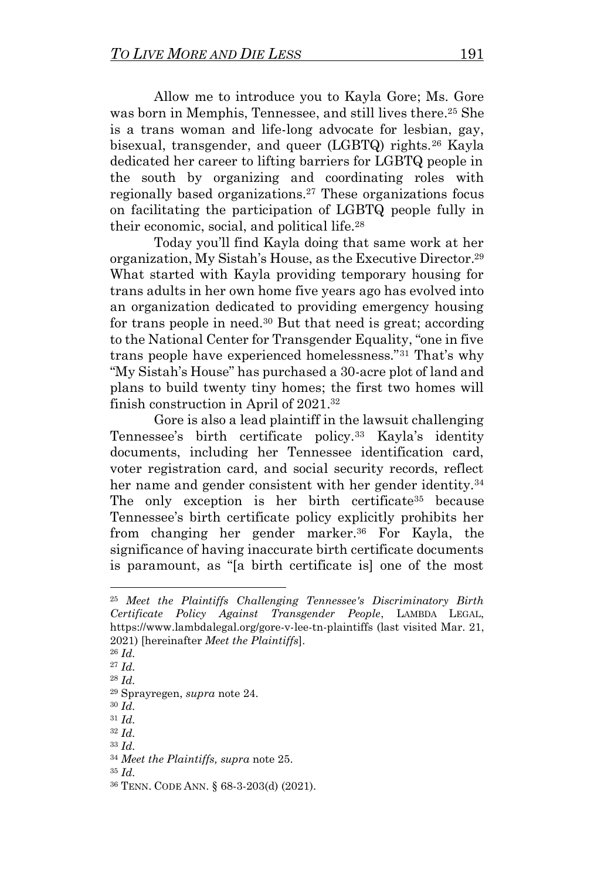Allow me to introduce you to Kayla Gore; Ms. Gore was born in Memphis, Tennessee, and still lives there.[25] She is a trans woman and life-long advocate for lesbian, gay, bisexual, transgender, and queer (LGBTQ) rights.[26] Kayla dedicated her career to lifting barriers for LGBTQ people in the south by organizing and coordinating roles with regionally based organizations.[27] These organizations focus on facilitating the participation of LGBTQ people fully in their economic, social, and political life.[28]

Today you'll find Kayla doing that same work at her organization, My Sistah's House, as the Executive Director.[29] What started with Kayla providing temporary housing for trans adults in her own home five years ago has evolved into an organization dedicated to providing emergency housing for trans people in need.[30] But that need is great; according to the National Center for Transgender Equality, "one in five trans people have experienced homelessness."[31] That's why "My Sistah's House" has purchased a 30-acre plot of land and plans to build twenty tiny homes; the first two homes will finish construction in April of 2021.[32]

Gore is also a lead plaintiff in the lawsuit challenging Tennessee's birth certificate policy.[33] Kayla's identity documents, including her Tennessee identification card, voter registration card, and social security records, reflect her name and gender consistent with her gender identity.[34] The only exception is her birth certificate[35] because Tennessee's birth certificate policy explicitly prohibits her from changing her gender marker.[36] For Kayla, the significance of having inaccurate birth certificate documents is paramount, as "[a birth certificate is] one of the most

---

[25] *Meet the Plaintiffs Challenging Tennessee's Discriminatory Birth Certificate Policy Against Transgender People*, LAMBDA LEGAL, https://www.lambdalegal.org/gore-v-lee-tn-plaintiffs (last visited Mar. 21, 2021) [hereinafter *Meet the Plaintiffs*].

[26] *Id.*

[27] *Id.*

[28] *Id.*

[29] Sprayregen, *supra* note 24.

[30] *Id.*

[31] *Id.*

[32] *Id.*

[33] *Id.*

[34] *Meet the Plaintiffs, supra* note 25.

[35] *Id.*

[36] TENN. CODE ANN. § 68-3-203(d) (2021).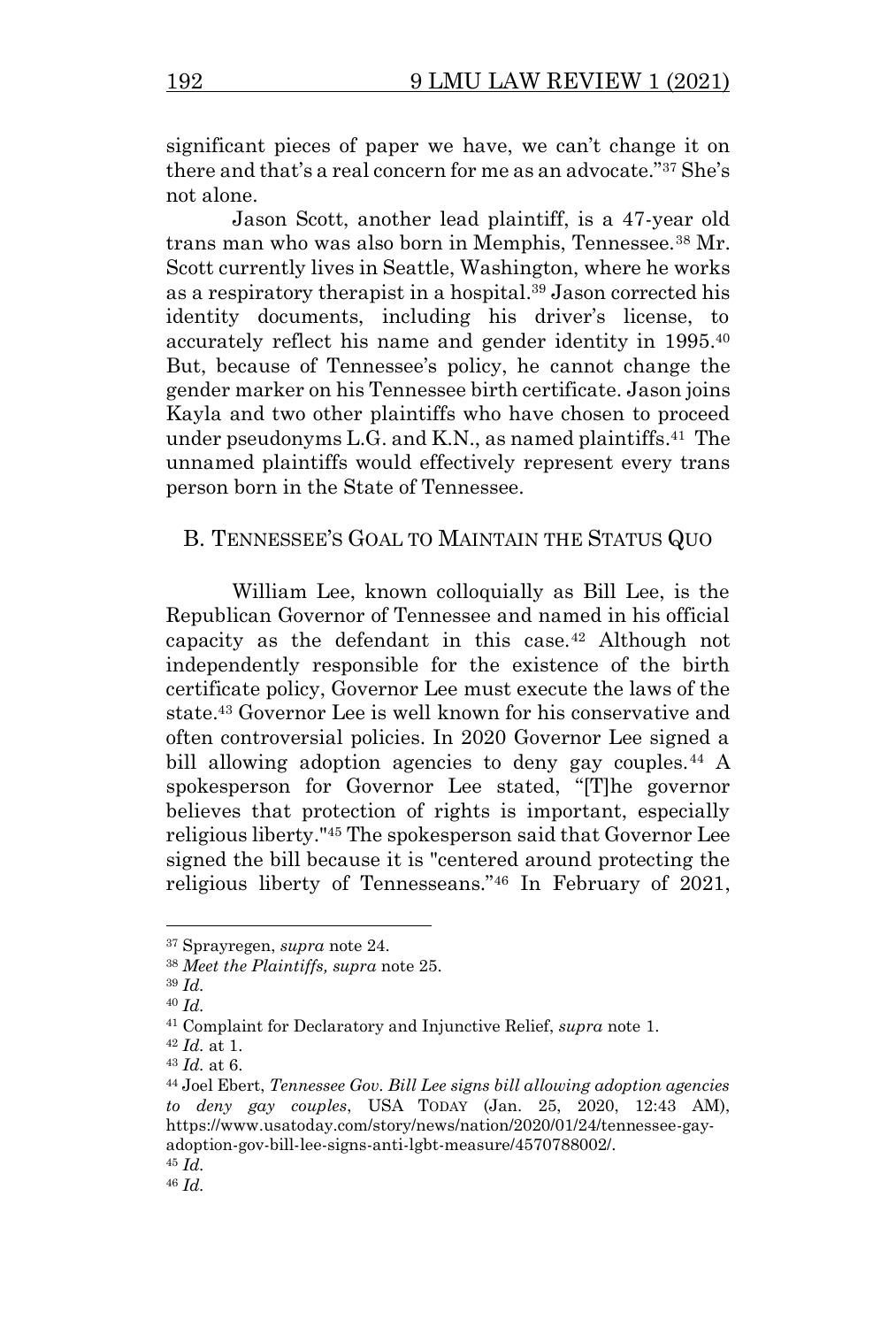significant pieces of paper we have, we can't change it on there and that's a real concern for me as an advocate."[37] She's not alone.

Jason Scott, another lead plaintiff, is a 47-year old trans man who was also born in Memphis, Tennessee.[38] Mr. Scott currently lives in Seattle, Washington, where he works as a respiratory therapist in a hospital.[39] Jason corrected his identity documents, including his driver's license, to accurately reflect his name and gender identity in 1995.[40] But, because of Tennessee's policy, he cannot change the gender marker on his Tennessee birth certificate. Jason joins Kayla and two other plaintiffs who have chosen to proceed under pseudonyms L.G. and K.N., as named plaintiffs.[41] The unnamed plaintiffs would effectively represent every trans person born in the State of Tennessee.

### B. Tennessee's Goal to Maintain the Status Quo

William Lee, known colloquially as Bill Lee, is the Republican Governor of Tennessee and named in his official capacity as the defendant in this case.[42] Although not independently responsible for the existence of the birth certificate policy, Governor Lee must execute the laws of the state.[43] Governor Lee is well known for his conservative and often controversial policies. In 2020 Governor Lee signed a bill allowing adoption agencies to deny gay couples.[44] A spokesperson for Governor Lee stated, "[T]he governor believes that protection of rights is important, especially religious liberty."[45] The spokesperson said that Governor Lee signed the bill because it is "centered around protecting the religious liberty of Tennesseans."[46] In February of 2021,

---

[37] Sprayregen, *supra* note 24.

[38] *Meet the Plaintiffs, supra* note 25.

[39] *Id.*

[40] *Id.*

[41] Complaint for Declaratory and Injunctive Relief, *supra* note 1.

[42] *Id.* at 1.

[43] *Id.* at 6.

[44] Joel Ebert, *Tennessee Gov. Bill Lee signs bill allowing adoption agencies to deny gay couples*, USA TODAY (Jan. 25, 2020, 12:43 AM), https://www.usatoday.com/story/news/nation/2020/01/24/tennessee-gay-adoption-gov-bill-lee-signs-anti-lgbt-measure/4570788002/.

[45] *Id.*

[46] *Id.*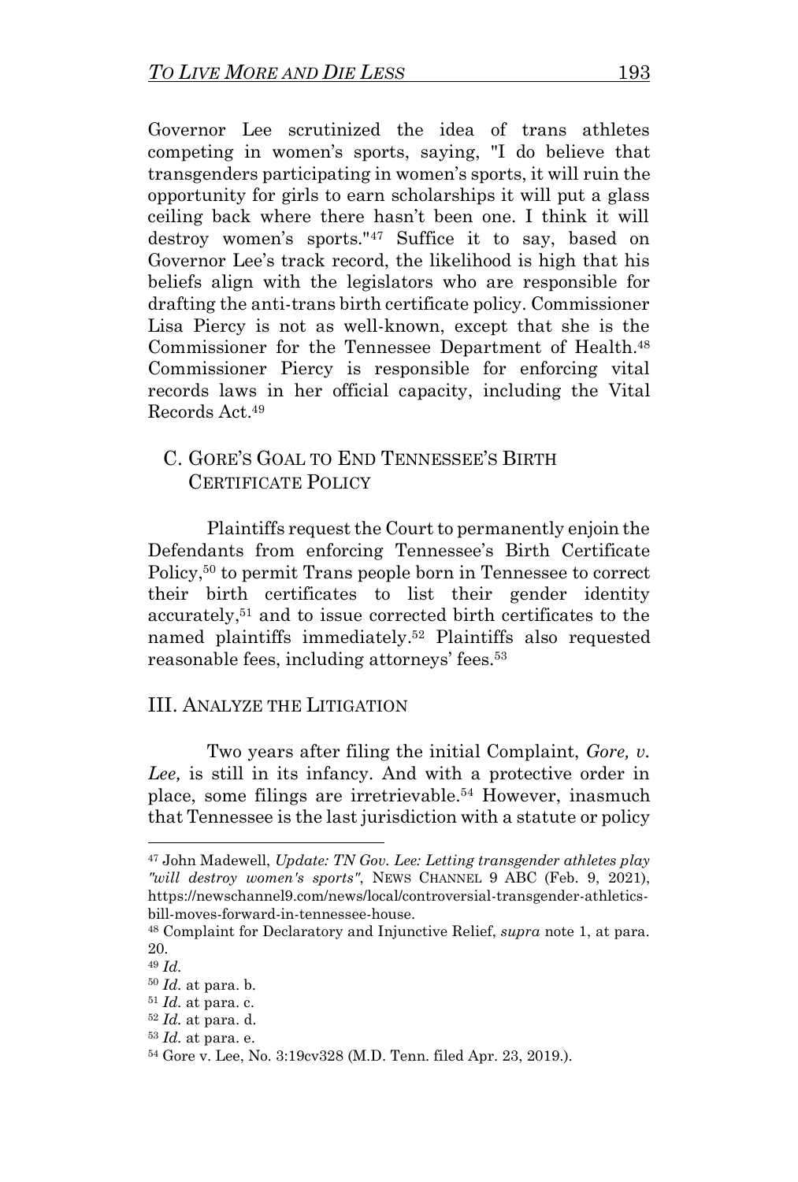Governor Lee scrutinized the idea of trans athletes competing in women's sports, saying, "I do believe that transgenders participating in women's sports, it will ruin the opportunity for girls to earn scholarships it will put a glass ceiling back where there hasn't been one. I think it will destroy women's sports."[47] Suffice it to say, based on Governor Lee's track record, the likelihood is high that his beliefs align with the legislators who are responsible for drafting the anti-trans birth certificate policy. Commissioner Lisa Piercy is not as well-known, except that she is the Commissioner for the Tennessee Department of Health.[48] Commissioner Piercy is responsible for enforcing vital records laws in her official capacity, including the Vital Records Act.[49]

### C. GORE'S GOAL TO END TENNESSEE'S BIRTH CERTIFICATE POLICY

Plaintiffs request the Court to permanently enjoin the Defendants from enforcing Tennessee's Birth Certificate Policy,[50] to permit Trans people born in Tennessee to correct their birth certificates to list their gender identity accurately,[51] and to issue corrected birth certificates to the named plaintiffs immediately.[52] Plaintiffs also requested reasonable fees, including attorneys' fees.[53]

## III. ANALYZE THE LITIGATION

Two years after filing the initial Complaint, *Gore, v. Lee,* is still in its infancy. And with a protective order in place, some filings are irretrievable.[54] However, inasmuch that Tennessee is the last jurisdiction with a statute or policy

---

[47] John Madewell, *Update: TN Gov. Lee: Letting transgender athletes play "will destroy women's sports"*, NEWS CHANNEL 9 ABC (Feb. 9, 2021), https://newschannel9.com/news/local/controversial-transgender-athletics-bill-moves-forward-in-tennessee-house.

[48] Complaint for Declaratory and Injunctive Relief, *supra* note 1, at para. 20.

[49] *Id.*

[50] *Id.* at para. b.

[51] *Id.* at para. c.

[52] *Id.* at para. d.

[53] *Id.* at para. e.

[54] Gore v. Lee, No. 3:19cv328 (M.D. Tenn. filed Apr. 23, 2019.).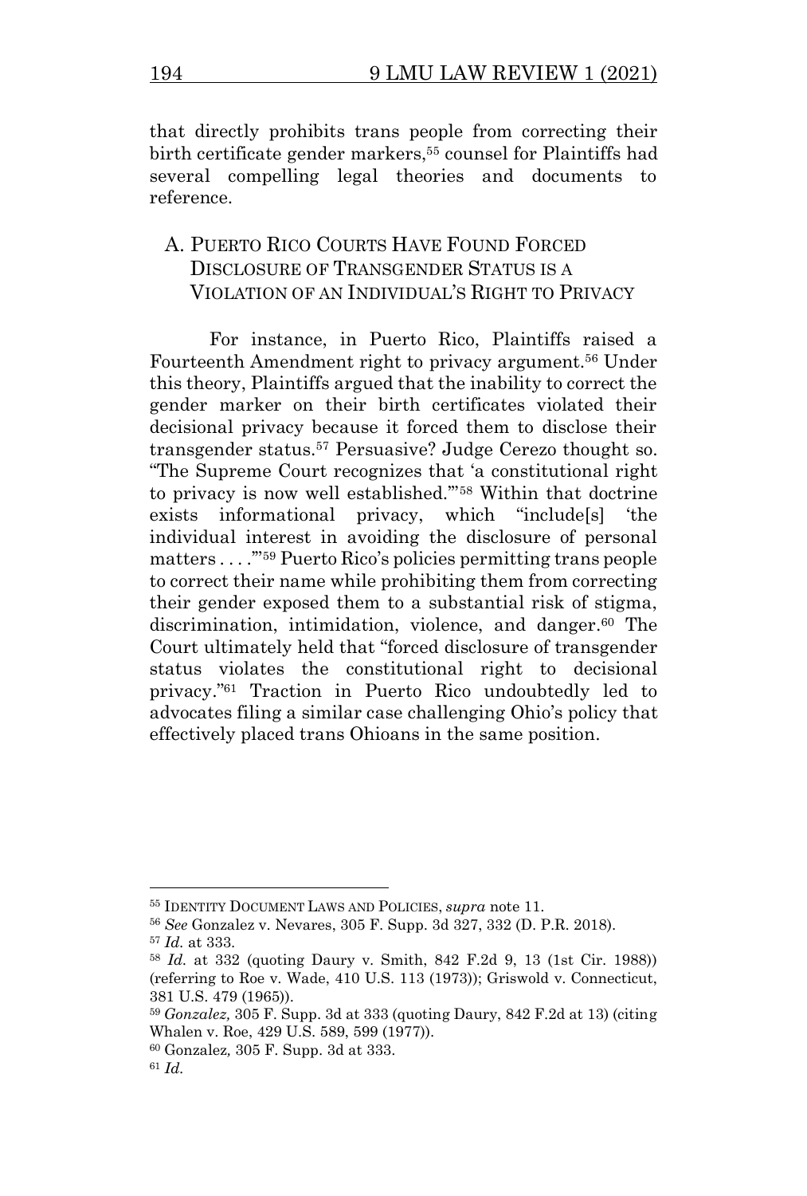that directly prohibits trans people from correcting their birth certificate gender markers,[55] counsel for Plaintiffs had several compelling legal theories and documents to reference.

## A. Puerto Rico Courts Have Found Forced Disclosure of Transgender Status is a Violation of an Individual's Right to Privacy

For instance, in Puerto Rico, Plaintiffs raised a Fourteenth Amendment right to privacy argument.[56] Under this theory, Plaintiffs argued that the inability to correct the gender marker on their birth certificates violated their decisional privacy because it forced them to disclose their transgender status.[57] Persuasive? Judge Cerezo thought so. "The Supreme Court recognizes that 'a constitutional right to privacy is now well established.'"[58] Within that doctrine exists informational privacy, which "include[s] 'the individual interest in avoiding the disclosure of personal matters . . . .'"[59] Puerto Rico's policies permitting trans people to correct their name while prohibiting them from correcting their gender exposed them to a substantial risk of stigma, discrimination, intimidation, violence, and danger.[60] The Court ultimately held that "forced disclosure of transgender status violates the constitutional right to decisional privacy."[61] Traction in Puerto Rico undoubtedly led to advocates filing a similar case challenging Ohio's policy that effectively placed trans Ohioans in the same position.

---

[55] IDENTITY DOCUMENT LAWS AND POLICIES, *supra* note 11.

[56] *See* Gonzalez v. Nevares, 305 F. Supp. 3d 327, 332 (D. P.R. 2018).

[57] *Id.* at 333.

[58] *Id.* at 332 (quoting Daury v. Smith, 842 F.2d 9, 13 (1st Cir. 1988)) (referring to Roe v. Wade, 410 U.S. 113 (1973)); Griswold v. Connecticut, 381 U.S. 479 (1965)).

[59] *Gonzalez,* 305 F. Supp. 3d at 333 (quoting Daury, 842 F.2d at 13) (citing Whalen v. Roe, 429 U.S. 589, 599 (1977)).

[60] Gonzalez*,* 305 F. Supp. 3d at 333.

[61] *Id.*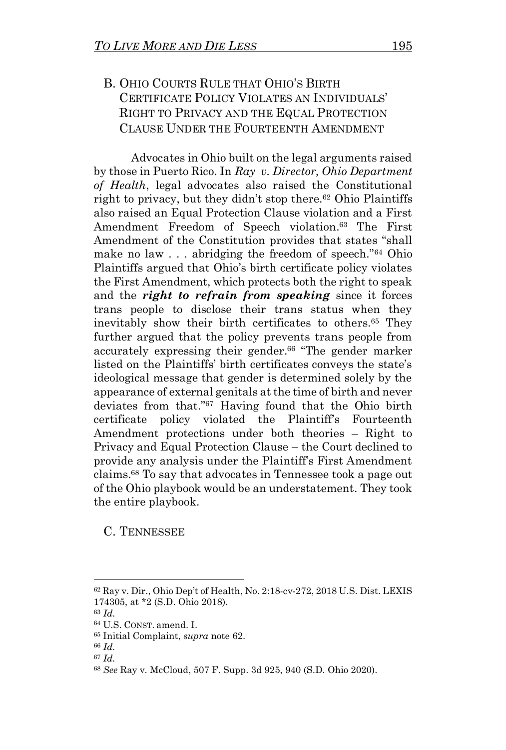## B. Ohio Courts Rule that Ohio's Birth Certificate Policy Violates an Individuals' Right to Privacy and the Equal Protection Clause Under the Fourteenth Amendment

Advocates in Ohio built on the legal arguments raised by those in Puerto Rico. In *Ray v. Director, Ohio Department of Health*, legal advocates also raised the Constitutional right to privacy, but they didn't stop there.[62] Ohio Plaintiffs also raised an Equal Protection Clause violation and a First Amendment Freedom of Speech violation.[63] The First Amendment of the Constitution provides that states "shall make no law . . . abridging the freedom of speech."[64] Ohio Plaintiffs argued that Ohio's birth certificate policy violates the First Amendment, which protects both the right to speak and the ***right to refrain from speaking*** since it forces trans people to disclose their trans status when they inevitably show their birth certificates to others.[65] They further argued that the policy prevents trans people from accurately expressing their gender.[66] "The gender marker listed on the Plaintiffs' birth certificates conveys the state's ideological message that gender is determined solely by the appearance of external genitals at the time of birth and never deviates from that."[67] Having found that the Ohio birth certificate policy violated the Plaintiff's Fourteenth Amendment protections under both theories – Right to Privacy and Equal Protection Clause – the Court declined to provide any analysis under the Plaintiff's First Amendment claims.[68] To say that advocates in Tennessee took a page out of the Ohio playbook would be an understatement. They took the entire playbook.

## C. Tennessee

---

[62] Ray v. Dir., Ohio Dep't of Health, No. 2:18-cv-272, 2018 U.S. Dist. LEXIS 174305, at *2 (S.D. Ohio 2018).

[63] *Id.*

[64] U.S. CONST. amend. I.

[65] Initial Complaint, *supra* note 62.

[66] *Id.*

[67] *Id.*

[68] *See* Ray v. McCloud, 507 F. Supp. 3d 925, 940 (S.D. Ohio 2020).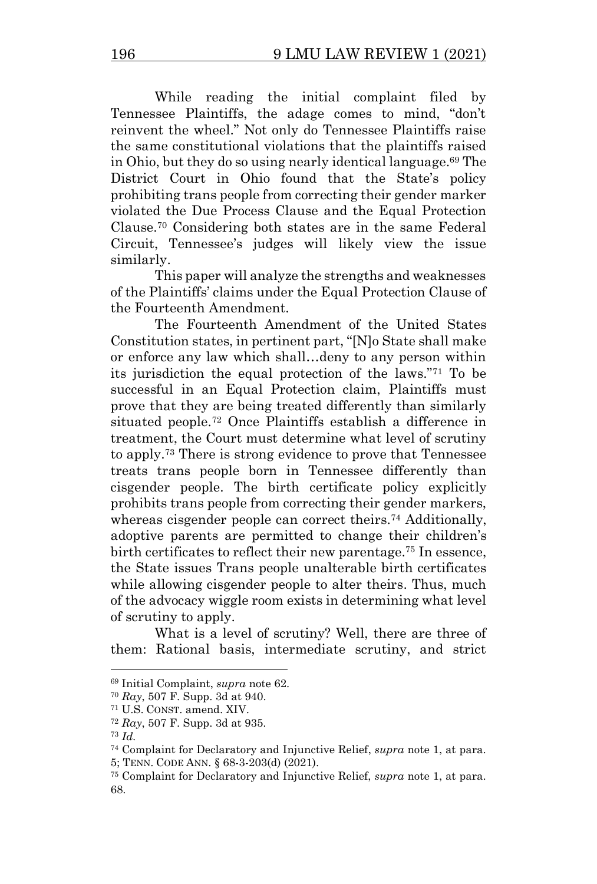While reading the initial complaint filed by Tennessee Plaintiffs, the adage comes to mind, "don't reinvent the wheel." Not only do Tennessee Plaintiffs raise the same constitutional violations that the plaintiffs raised in Ohio, but they do so using nearly identical language.[69] The District Court in Ohio found that the State's policy prohibiting trans people from correcting their gender marker violated the Due Process Clause and the Equal Protection Clause.[70] Considering both states are in the same Federal Circuit, Tennessee's judges will likely view the issue similarly.

This paper will analyze the strengths and weaknesses of the Plaintiffs' claims under the Equal Protection Clause of the Fourteenth Amendment.

The Fourteenth Amendment of the United States Constitution states, in pertinent part, "[N]o State shall make or enforce any law which shall…deny to any person within its jurisdiction the equal protection of the laws."[71] To be successful in an Equal Protection claim, Plaintiffs must prove that they are being treated differently than similarly situated people.[72] Once Plaintiffs establish a difference in treatment, the Court must determine what level of scrutiny to apply.[73] There is strong evidence to prove that Tennessee treats trans people born in Tennessee differently than cisgender people. The birth certificate policy explicitly prohibits trans people from correcting their gender markers, whereas cisgender people can correct theirs.[74] Additionally, adoptive parents are permitted to change their children's birth certificates to reflect their new parentage.[75] In essence, the State issues Trans people unalterable birth certificates while allowing cisgender people to alter theirs. Thus, much of the advocacy wiggle room exists in determining what level of scrutiny to apply.

What is a level of scrutiny? Well, there are three of them: Rational basis, intermediate scrutiny, and strict

---

[69] Initial Complaint, *supra* note 62.

[70] *Ray*, 507 F. Supp. 3d at 940.

[71] U.S. CONST. amend. XIV.

[72] *Ray*, 507 F. Supp. 3d at 935.

[73] *Id.*

[74] Complaint for Declaratory and Injunctive Relief, *supra* note 1, at para. 5; TENN. CODE ANN. § 68-3-203(d) (2021).

[75] Complaint for Declaratory and Injunctive Relief, *supra* note 1, at para. 68.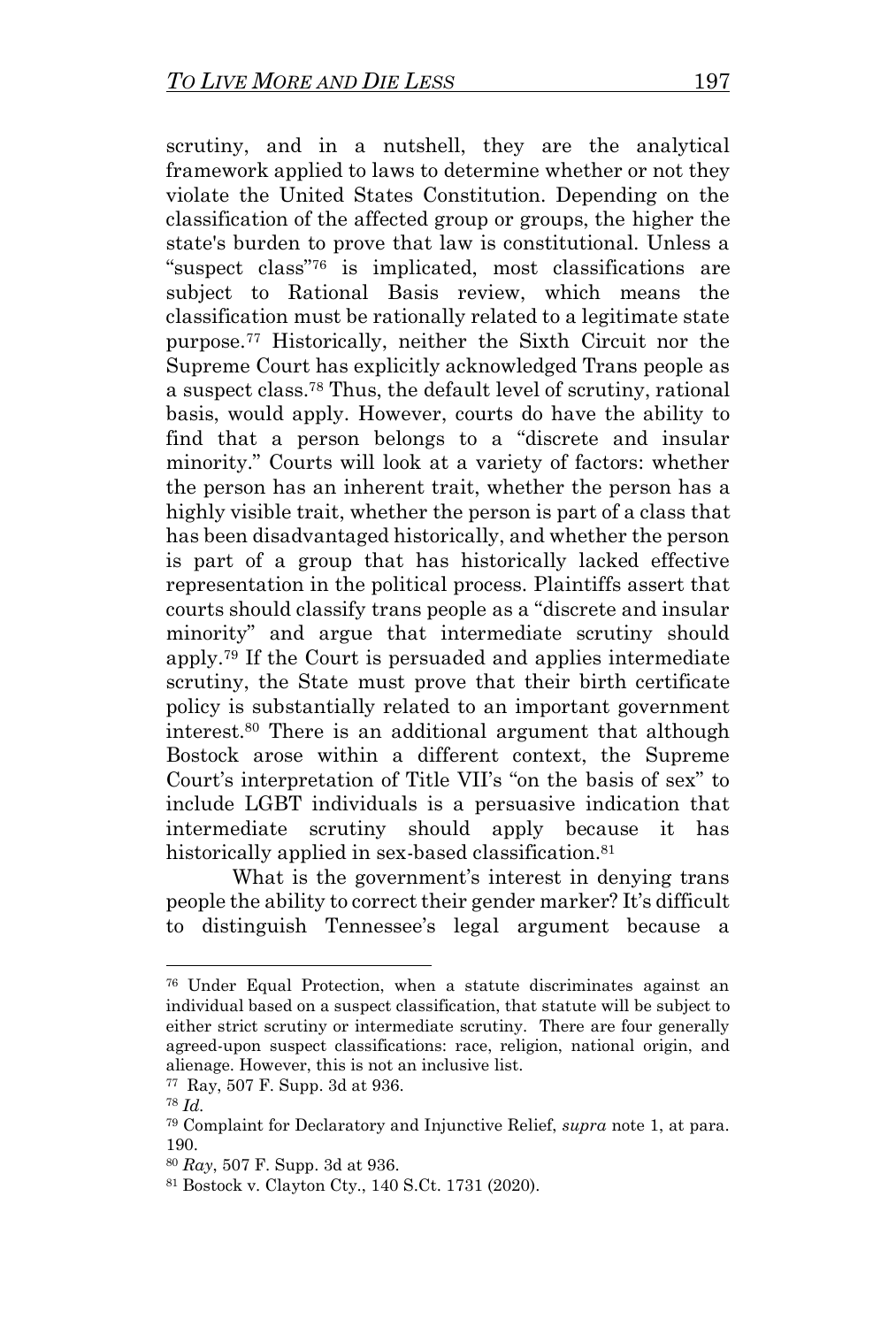scrutiny, and in a nutshell, they are the analytical framework applied to laws to determine whether or not they violate the United States Constitution. Depending on the classification of the affected group or groups, the higher the state's burden to prove that law is constitutional. Unless a "suspect class"[76] is implicated, most classifications are subject to Rational Basis review, which means the classification must be rationally related to a legitimate state purpose.[77] Historically, neither the Sixth Circuit nor the Supreme Court has explicitly acknowledged Trans people as a suspect class.[78] Thus, the default level of scrutiny, rational basis, would apply. However, courts do have the ability to find that a person belongs to a "discrete and insular minority." Courts will look at a variety of factors: whether the person has an inherent trait, whether the person has a highly visible trait, whether the person is part of a class that has been disadvantaged historically, and whether the person is part of a group that has historically lacked effective representation in the political process. Plaintiffs assert that courts should classify trans people as a "discrete and insular minority" and argue that intermediate scrutiny should apply.[79] If the Court is persuaded and applies intermediate scrutiny, the State must prove that their birth certificate policy is substantially related to an important government interest.[80] There is an additional argument that although Bostock arose within a different context, the Supreme Court's interpretation of Title VII's "on the basis of sex" to include LGBT individuals is a persuasive indication that intermediate scrutiny should apply because it has historically applied in sex-based classification.[81]

What is the government's interest in denying trans people the ability to correct their gender marker? It's difficult to distinguish Tennessee's legal argument because a

---

[76] Under Equal Protection, when a statute discriminates against an individual based on a suspect classification, that statute will be subject to either strict scrutiny or intermediate scrutiny. There are four generally agreed-upon suspect classifications: race, religion, national origin, and alienage. However, this is not an inclusive list.

[77] Ray, 507 F. Supp. 3d at 936.

[78] *Id.*

[79] Complaint for Declaratory and Injunctive Relief, *supra* note 1, at para. 190.

[80] *Ray*, 507 F. Supp. 3d at 936.

[81] Bostock v. Clayton Cty., 140 S.Ct. 1731 (2020).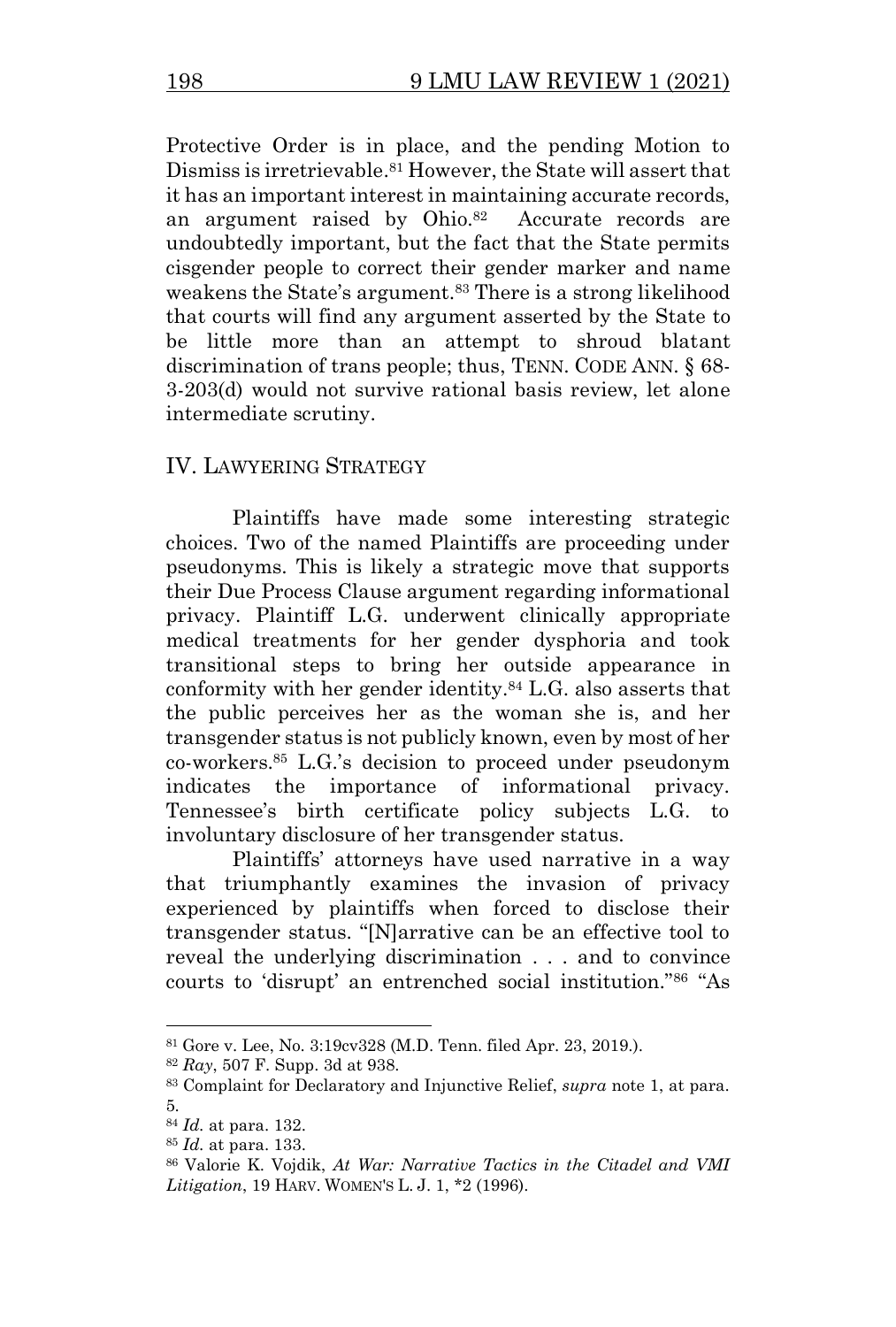Protective Order is in place, and the pending Motion to Dismiss is irretrievable.[81] However, the State will assert that it has an important interest in maintaining accurate records, an argument raised by Ohio.[82] Accurate records are undoubtedly important, but the fact that the State permits cisgender people to correct their gender marker and name weakens the State's argument.[83] There is a strong likelihood that courts will find any argument asserted by the State to be little more than an attempt to shroud blatant discrimination of trans people; thus, TENN. CODE ANN. § 68-3-203(d) would not survive rational basis review, let alone intermediate scrutiny.

## IV. LAWYERING STRATEGY

Plaintiffs have made some interesting strategic choices. Two of the named Plaintiffs are proceeding under pseudonyms. This is likely a strategic move that supports their Due Process Clause argument regarding informational privacy. Plaintiff L.G. underwent clinically appropriate medical treatments for her gender dysphoria and took transitional steps to bring her outside appearance in conformity with her gender identity.[84] L.G. also asserts that the public perceives her as the woman she is, and her transgender status is not publicly known, even by most of her co-workers.[85] L.G.'s decision to proceed under pseudonym indicates the importance of informational privacy. Tennessee's birth certificate policy subjects L.G. to involuntary disclosure of her transgender status.

Plaintiffs' attorneys have used narrative in a way that triumphantly examines the invasion of privacy experienced by plaintiffs when forced to disclose their transgender status. "[N]arrative can be an effective tool to reveal the underlying discrimination . . . and to convince courts to 'disrupt' an entrenched social institution."[86] "As

---

[81] Gore v. Lee, No. 3:19cv328 (M.D. Tenn. filed Apr. 23, 2019.).

[82] *Ray*, 507 F. Supp. 3d at 938.

[83] Complaint for Declaratory and Injunctive Relief, *supra* note 1, at para. 5.

[84] *Id.* at para. 132.

[85] *Id.* at para. 133.

[86] Valorie K. Vojdik, *At War: Narrative Tactics in the Citadel and VMI Litigation*, 19 HARV. WOMEN'S L. J. 1, *2 (1996).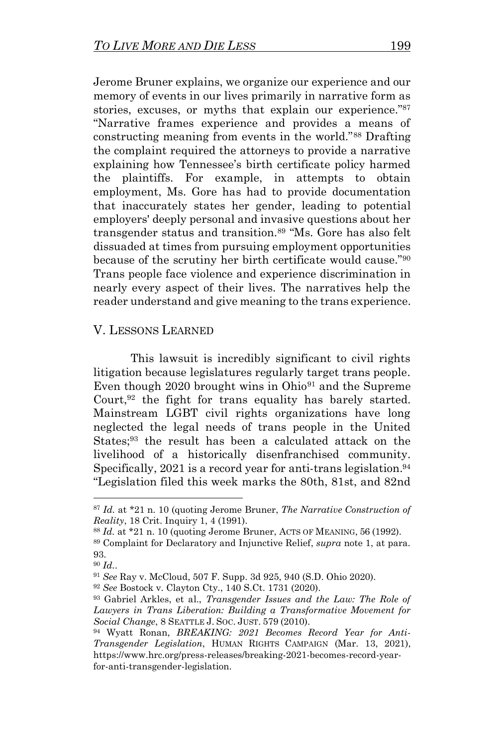Jerome Bruner explains, we organize our experience and our memory of events in our lives primarily in narrative form as stories, excuses, or myths that explain our experience."[87] "Narrative frames experience and provides a means of constructing meaning from events in the world."[88] Drafting the complaint required the attorneys to provide a narrative explaining how Tennessee's birth certificate policy harmed the plaintiffs. For example, in attempts to obtain employment, Ms. Gore has had to provide documentation that inaccurately states her gender, leading to potential employers' deeply personal and invasive questions about her transgender status and transition.[89] "Ms. Gore has also felt dissuaded at times from pursuing employment opportunities because of the scrutiny her birth certificate would cause."[90] Trans people face violence and experience discrimination in nearly every aspect of their lives. The narratives help the reader understand and give meaning to the trans experience.

## V. LESSONS LEARNED

This lawsuit is incredibly significant to civil rights litigation because legislatures regularly target trans people. Even though 2020 brought wins in Ohio[91] and the Supreme Court,[92] the fight for trans equality has barely started. Mainstream LGBT civil rights organizations have long neglected the legal needs of trans people in the United States;[93] the result has been a calculated attack on the livelihood of a historically disenfranchised community. Specifically, 2021 is a record year for anti-trans legislation.[94] "Legislation filed this week marks the 80th, 81st, and 82nd

---

[87] *Id.* at *21 n. 10 (quoting Jerome Bruner, *The Narrative Construction of Reality*, 18 Crit. Inquiry 1, 4 (1991).

[88] *Id.* at *21 n. 10 (quoting Jerome Bruner, ACTS OF MEANING, 56 (1992).

[89] Complaint for Declaratory and Injunctive Relief, *supra* note 1, at para. 93.

[90] *Id.*.

[91] *See* Ray v. McCloud, 507 F. Supp. 3d 925, 940 (S.D. Ohio 2020).

[92] *See* Bostock v. Clayton Cty., 140 S.Ct. 1731 (2020).

[93] Gabriel Arkles, et al., *Transgender Issues and the Law: The Role of Lawyers in Trans Liberation: Building a Transformative Movement for Social Change*, 8 SEATTLE J. SOC. JUST. 579 (2010).

[94] Wyatt Ronan, *BREAKING: 2021 Becomes Record Year for Anti-Transgender Legislation*, HUMAN RIGHTS CAMPAIGN (Mar. 13, 2021), https://www.hrc.org/press-releases/breaking-2021-becomes-record-year-for-anti-transgender-legislation.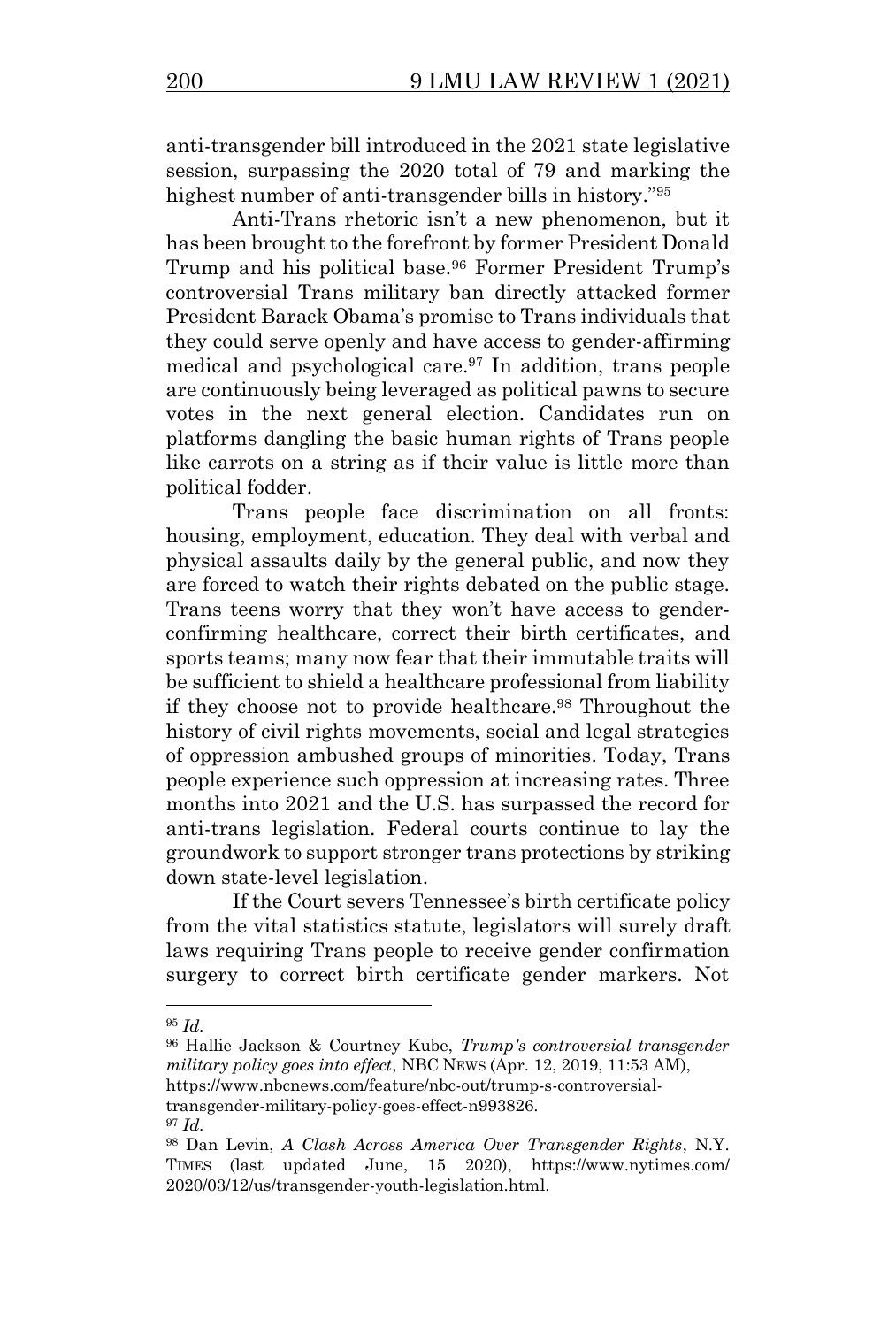anti-transgender bill introduced in the 2021 state legislative session, surpassing the 2020 total of 79 and marking the highest number of anti-transgender bills in history."[95]

Anti-Trans rhetoric isn't a new phenomenon, but it has been brought to the forefront by former President Donald Trump and his political base.[96] Former President Trump's controversial Trans military ban directly attacked former President Barack Obama's promise to Trans individuals that they could serve openly and have access to gender-affirming medical and psychological care.[97] In addition, trans people are continuously being leveraged as political pawns to secure votes in the next general election. Candidates run on platforms dangling the basic human rights of Trans people like carrots on a string as if their value is little more than political fodder.

Trans people face discrimination on all fronts: housing, employment, education. They deal with verbal and physical assaults daily by the general public, and now they are forced to watch their rights debated on the public stage. Trans teens worry that they won't have access to gender-confirming healthcare, correct their birth certificates, and sports teams; many now fear that their immutable traits will be sufficient to shield a healthcare professional from liability if they choose not to provide healthcare.[98] Throughout the history of civil rights movements, social and legal strategies of oppression ambushed groups of minorities. Today, Trans people experience such oppression at increasing rates. Three months into 2021 and the U.S. has surpassed the record for anti-trans legislation. Federal courts continue to lay the groundwork to support stronger trans protections by striking down state-level legislation.

If the Court severs Tennessee's birth certificate policy from the vital statistics statute, legislators will surely draft laws requiring Trans people to receive gender confirmation surgery to correct birth certificate gender markers. Not

---

[95] *Id.*

[96] Hallie Jackson & Courtney Kube, *Trump's controversial transgender military policy goes into effect*, NBC NEWS (Apr. 12, 2019, 11:53 AM), https://www.nbcnews.com/feature/nbc-out/trump-s-controversial-transgender-military-policy-goes-effect-n993826.

[97] *Id.*

[98] Dan Levin, *A Clash Across America Over Transgender Rights*, N.Y. TIMES (last updated June, 15 2020), https://www.nytimes.com/2020/03/12/us/transgender-youth-legislation.html.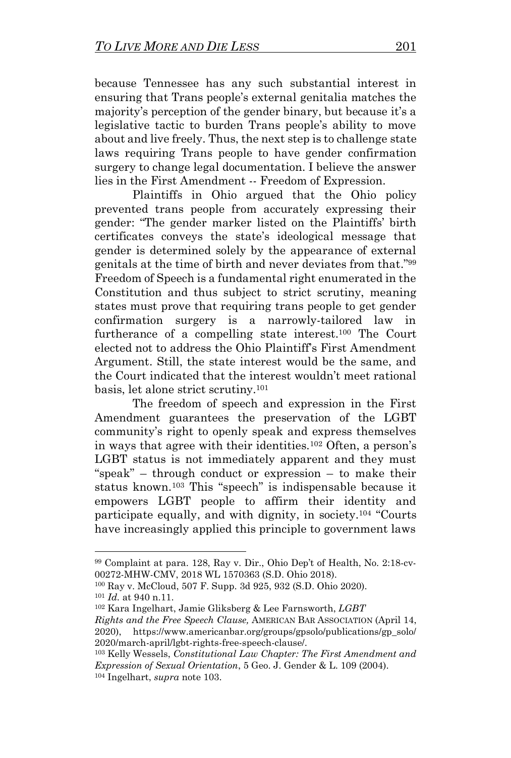because Tennessee has any such substantial interest in ensuring that Trans people's external genitalia matches the majority's perception of the gender binary, but because it's a legislative tactic to burden Trans people's ability to move about and live freely. Thus, the next step is to challenge state laws requiring Trans people to have gender confirmation surgery to change legal documentation. I believe the answer lies in the First Amendment -- Freedom of Expression.

Plaintiffs in Ohio argued that the Ohio policy prevented trans people from accurately expressing their gender: "The gender marker listed on the Plaintiffs' birth certificates conveys the state's ideological message that gender is determined solely by the appearance of external genitals at the time of birth and never deviates from that."[99] Freedom of Speech is a fundamental right enumerated in the Constitution and thus subject to strict scrutiny, meaning states must prove that requiring trans people to get gender confirmation surgery is a narrowly-tailored law in furtherance of a compelling state interest.[100] The Court elected not to address the Ohio Plaintiff's First Amendment Argument. Still, the state interest would be the same, and the Court indicated that the interest wouldn't meet rational basis, let alone strict scrutiny.[101]

The freedom of speech and expression in the First Amendment guarantees the preservation of the LGBT community's right to openly speak and express themselves in ways that agree with their identities.[102] Often, a person's LGBT status is not immediately apparent and they must "speak" – through conduct or expression – to make their status known.[103] This "speech" is indispensable because it empowers LGBT people to affirm their identity and participate equally, and with dignity, in society.[104] "Courts have increasingly applied this principle to government laws

---

[99] Complaint at para. 128, Ray v. Dir., Ohio Dep't of Health, No. 2:18-cv-00272-MHW-CMV, 2018 WL 1570363 (S.D. Ohio 2018).

[100] Ray v. McCloud, 507 F. Supp. 3d 925, 932 (S.D. Ohio 2020).

[101] *Id.* at 940 n.11.

[102] Kara Ingelhart, Jamie Gliksberg & Lee Farnsworth, *LGBT Rights and the Free Speech Clause,* AMERICAN BAR ASSOCIATION (April 14, 2020), https://www.americanbar.org/groups/gpsolo/publications/gp_solo/2020/march-april/lgbt-rights-free-speech-clause/.

[103] Kelly Wessels, *Constitutional Law Chapter: The First Amendment and Expression of Sexual Orientation*, 5 Geo. J. Gender & L. 109 (2004).

[104] Ingelhart, *supra* note 103.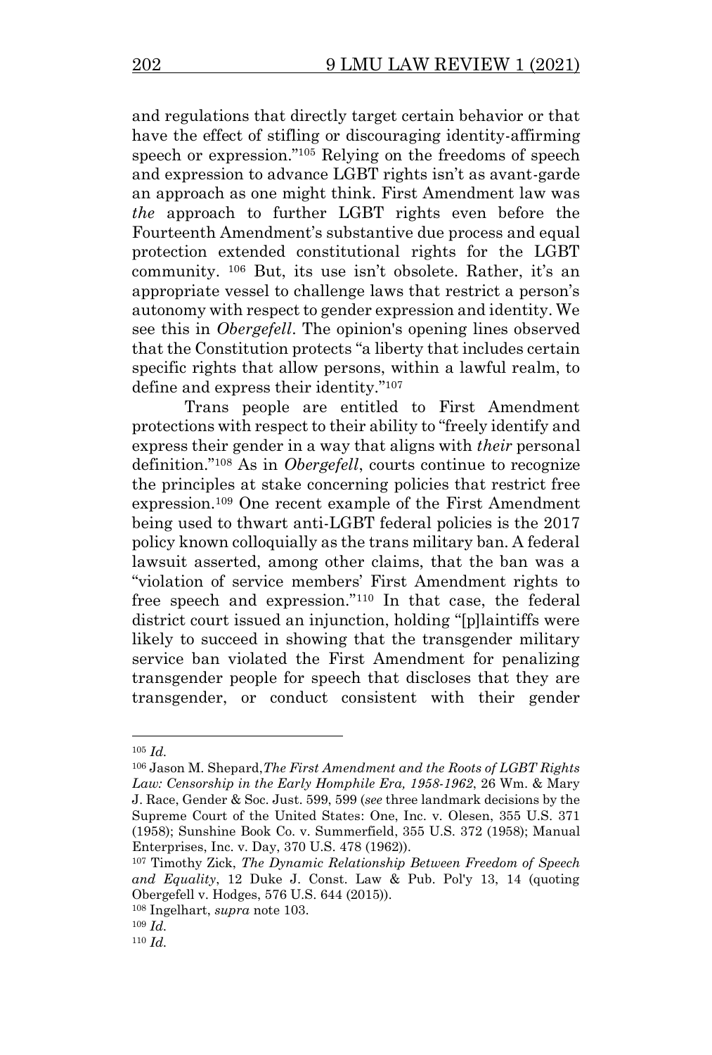and regulations that directly target certain behavior or that have the effect of stifling or discouraging identity-affirming speech or expression."[105] Relying on the freedoms of speech and expression to advance LGBT rights isn't as avant-garde an approach as one might think. First Amendment law was *the* approach to further LGBT rights even before the Fourteenth Amendment's substantive due process and equal protection extended constitutional rights for the LGBT community. [106] But, its use isn't obsolete. Rather, it's an appropriate vessel to challenge laws that restrict a person's autonomy with respect to gender expression and identity. We see this in *Obergefell*. The opinion's opening lines observed that the Constitution protects "a liberty that includes certain specific rights that allow persons, within a lawful realm, to define and express their identity."[107]

Trans people are entitled to First Amendment protections with respect to their ability to "freely identify and express their gender in a way that aligns with *their* personal definition."[108] As in *Obergefell*, courts continue to recognize the principles at stake concerning policies that restrict free expression.[109] One recent example of the First Amendment being used to thwart anti-LGBT federal policies is the 2017 policy known colloquially as the trans military ban. A federal lawsuit asserted, among other claims, that the ban was a "violation of service members' First Amendment rights to free speech and expression."[110] In that case, the federal district court issued an injunction, holding "[p]laintiffs were likely to succeed in showing that the transgender military service ban violated the First Amendment for penalizing transgender people for speech that discloses that they are transgender, or conduct consistent with their gender

---

[105] *Id.*

[106] Jason M. Shepard, *The First Amendment and the Roots of LGBT Rights Law: Censorship in the Early Homphile Era, 1958-1962*, 26 Wm. & Mary J. Race, Gender & Soc. Just. 599, 599 (*see* three landmark decisions by the Supreme Court of the United States: One, Inc. v. Olesen, 355 U.S. 371 (1958); Sunshine Book Co. v. Summerfield, 355 U.S. 372 (1958); Manual Enterprises, Inc. v. Day, 370 U.S. 478 (1962)).

[107] Timothy Zick, *The Dynamic Relationship Between Freedom of Speech and Equality*, 12 Duke J. Const. Law & Pub. Pol'y 13, 14 (quoting Obergefell v. Hodges, 576 U.S. 644 (2015)).

[108] Ingelhart, *supra* note 103.

[109] *Id.*

[110] *Id.*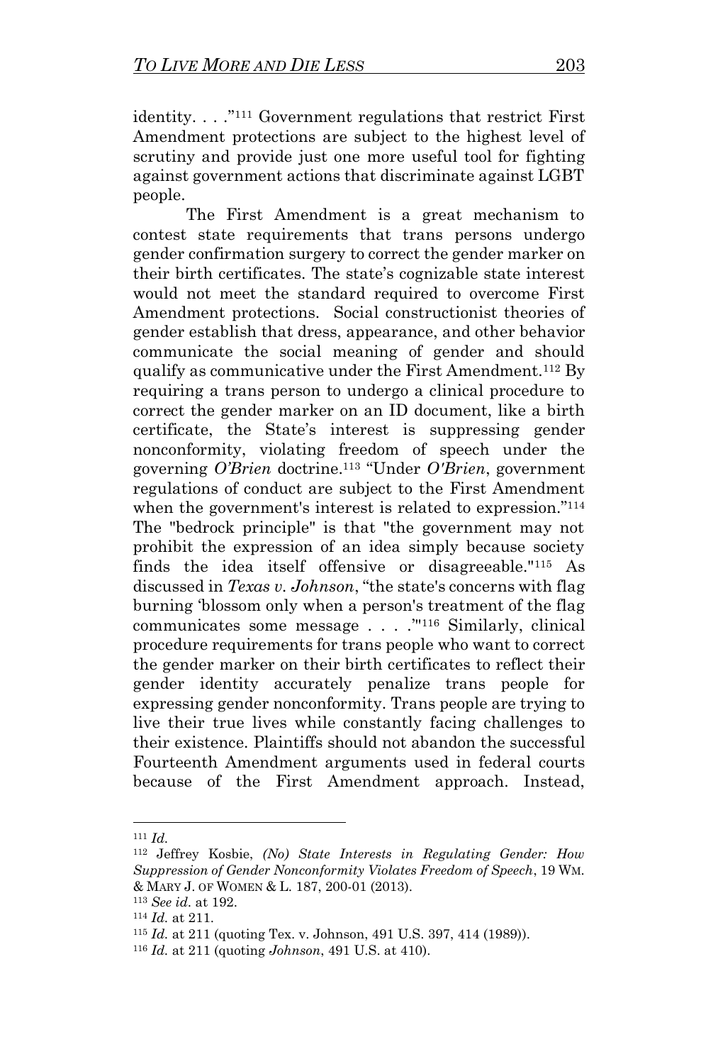identity. . . ."[111] Government regulations that restrict First Amendment protections are subject to the highest level of scrutiny and provide just one more useful tool for fighting against government actions that discriminate against LGBT people.

The First Amendment is a great mechanism to contest state requirements that trans persons undergo gender confirmation surgery to correct the gender marker on their birth certificates. The state's cognizable state interest would not meet the standard required to overcome First Amendment protections. Social constructionist theories of gender establish that dress, appearance, and other behavior communicate the social meaning of gender and should qualify as communicative under the First Amendment.[112] By requiring a trans person to undergo a clinical procedure to correct the gender marker on an ID document, like a birth certificate, the State's interest is suppressing gender nonconformity, violating freedom of speech under the governing *O'Brien* doctrine.[113] "Under *O'Brien*, government regulations of conduct are subject to the First Amendment when the government's interest is related to expression."[114] The "bedrock principle" is that "the government may not prohibit the expression of an idea simply because society finds the idea itself offensive or disagreeable."[115] As discussed in *Texas v. Johnson*, "the state's concerns with flag burning 'blossom only when a person's treatment of the flag communicates some message . . . .'"[116] Similarly, clinical procedure requirements for trans people who want to correct the gender marker on their birth certificates to reflect their gender identity accurately penalize trans people for expressing gender nonconformity. Trans people are trying to live their true lives while constantly facing challenges to their existence. Plaintiffs should not abandon the successful Fourteenth Amendment arguments used in federal courts because of the First Amendment approach. Instead,

---

[111] *Id.*

[112] Jeffrey Kosbie, *(No) State Interests in Regulating Gender: How Suppression of Gender Nonconformity Violates Freedom of Speech*, 19 WM. & MARY J. OF WOMEN & L. 187, 200-01 (2013).

[113] *See id.* at 192.

[114] *Id.* at 211.

[115] *Id.* at 211 (quoting Tex. v. Johnson, 491 U.S. 397, 414 (1989)).

[116] *Id.* at 211 (quoting *Johnson*, 491 U.S. at 410).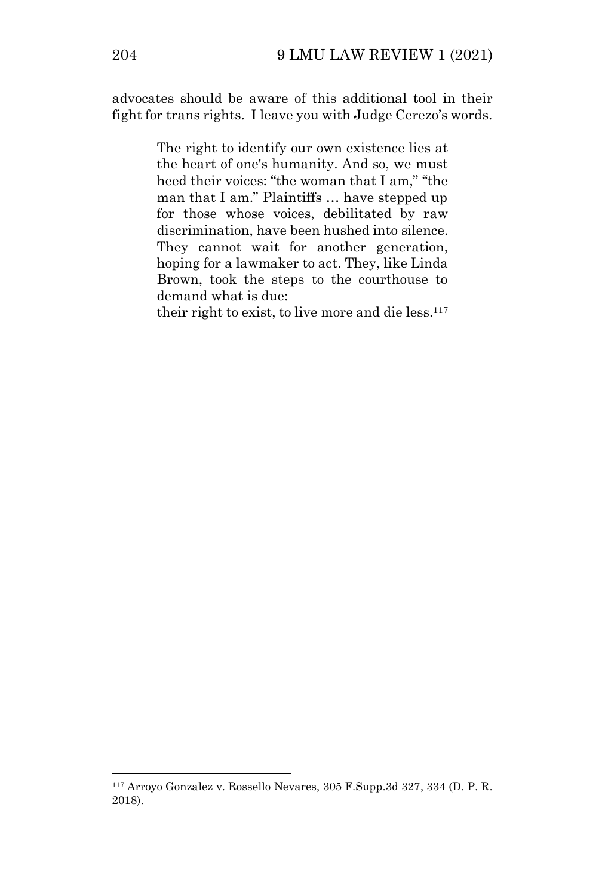advocates should be aware of this additional tool in their fight for trans rights. I leave you with Judge Cerezo's words.

> The right to identify our own existence lies at the heart of one's humanity. And so, we must heed their voices: "the woman that I am," "the man that I am." Plaintiffs … have stepped up for those whose voices, debilitated by raw discrimination, have been hushed into silence. They cannot wait for another generation, hoping for a lawmaker to act. They, like Linda Brown, took the steps to the courthouse to demand what is due:
> their right to exist, to live more and die less.[117]

---

[117] Arroyo Gonzalez v. Rossello Nevares, 305 F.Supp.3d 327, 334 (D. P. R. 2018).